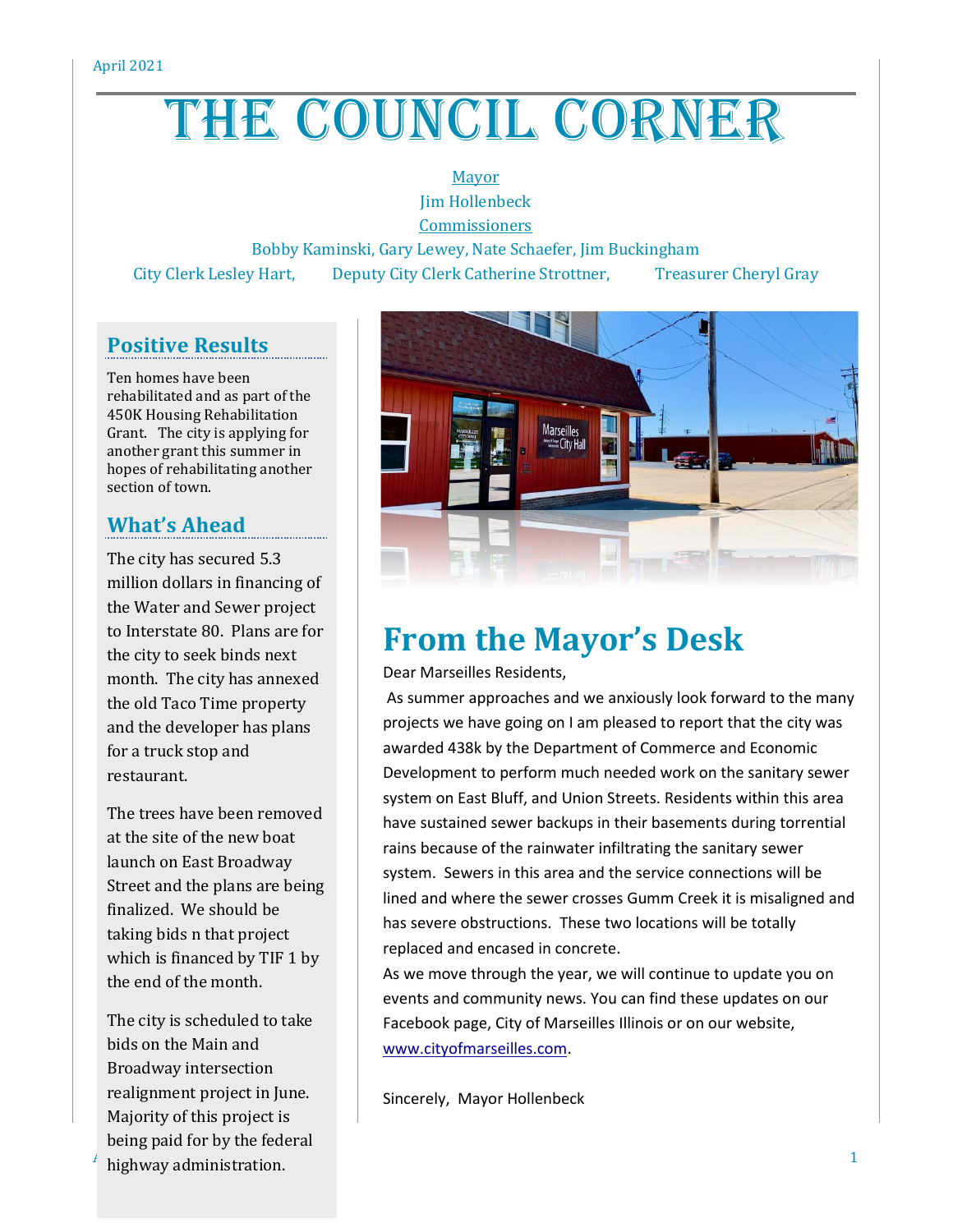April 2021

# THE COUNCIL CORNER

Mayor

Jim Hollenbeck

Commissioners

Bobby Kaminski, Gary Lewey, Nate Schaefer, Jim Buckingham

City Clerk Lesley Hart, Deputy City Clerk Catherine Strottner, Treasurer Cheryl Gray

## Positive Results

Ten homes have been rehabilitated and as part of the 450K Housing Rehabilitation Grant. The city is applying for another grant this summer in hopes of rehabilitating another section of town.

## What's Ahead

The city has secured 5.3 million dollars in financing of the Water and Sewer project to Interstate 80. Plans are for the city to seek binds next month. The city has annexed the old Taco Time property and the developer has plans for a truck stop and restaurant.

The trees have been removed at the site of the new boat launch on East Broadway Street and the plans are being finalized. We should be taking bids n that project which is financed by TIF 1 by the end of the month.

The city is scheduled to take bids on the Main and Broadway intersection realignment project in June. Majority of this project is being paid for by the federal highway administration.

# From the Mayor's Desk

Dear Marseilles Residents,

As summer approaches and we anxiously look forward to the many projects we have going on I am pleased to report that the city was awarded 438k by the Department of Commerce and Economic Development to perform much needed work on the sanitary sewer system on East Bluff, and Union Streets. Residents within this area have sustained sewer backups in their basements during torrential rains because of the rainwater infiltrating the sanitary sewer system. Sewers in this area and the service connections will be lined and where the sewer crosses Gumm Creek it is misaligned and has severe obstructions. These two locations will be totally replaced and encased in concrete.

As we move through the year, we will continue to update you on events and community news. You can find these updates on our Facebook page, City of Marseilles Illinois or on our website, www.cityofmarseilles.com.

Sincerely, Mayor Hollenbeck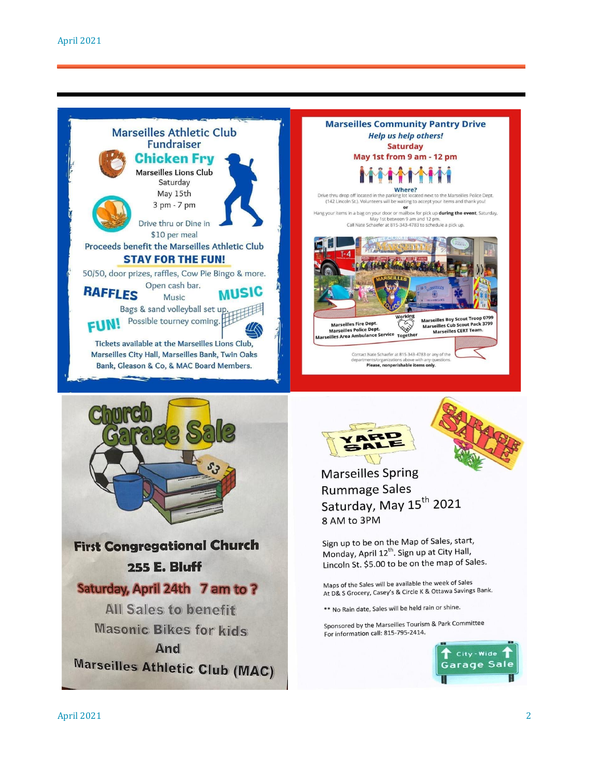## Marseilles Athletic Club Fundraiser

### Chicken Fry

Marseilles Lions Club
Saturday
May 15th
3 pm - 7 pm

Drive thru or Dine in
$10 per meal

Proceeds benefit the Marseilles Athletic Club

**STAY FOR THE FUN!**

50/50, door prizes, raffles, Cow Pie Bingo & more.

**RAFFLES** Open cash bar. Music **MUSIC**

**FUN!** Bags & sand volleyball set up. Possible tourney coming.

Tickets available at the Marseilles Lions Club, Marseilles City Hall, Marseilles Bank, Twin Oaks Bank, Gleason & Co, & MAC Board Members.

## Marseilles Community Pantry Drive

***Help us help others!***

**Saturday**
**May 1st from 9 am - 12 pm**

**Where?**

Drive thru drop off located in the parking lot located next to the Marseilles Police Dept. (142 Lincoln St.). Volunteers will be waiting to accept your items and thank you!

**or**

Hang your items in a bag on your door or mailbox for pick up **during the event**, Saturday, May 1st between 9 am and 12 pm.
Call Nate Schaefer at 815-343-4783 to schedule a pick up.

Marseilles Fire Dept.
Marseilles Police Dept.
Marseilles Area Ambulance Service
Working Together
Marseilles Boy Scout Troop 0799
Marseilles Cub Scout Pack 3799
Marseilles CERT Team.

Contact Nate Schaefer at 815-343-4783 or any of the departments/organizations above with any questions.
**Please, nonperishable items only.**

## Church Garage Sale

**First Congregational Church**
**255 E. Bluff**
**Saturday, April 24th 7 am to ?**

All Sales to benefit
Masonic Bikes for kids
And
Marseilles Athletic Club (MAC)

## YARD SALE / GARAGE SALE

Marseilles Spring Rummage Sales
Saturday, May 15th 2021
8 AM to 3PM

Sign up to be on the Map of Sales, start, Monday, April 12th. Sign up at City Hall, Lincoln St. $5.00 to be on the map of Sales.

Maps of the Sales will be available the week of Sales At D& S Grocery, Casey's & Circle K & Ottawa Savings Bank.

** No Rain date, Sales will be held rain or shine.

Sponsored by the Marseilles Tourism & Park Committee
For information call: 815-795-2414.

City-Wide Garage Sale